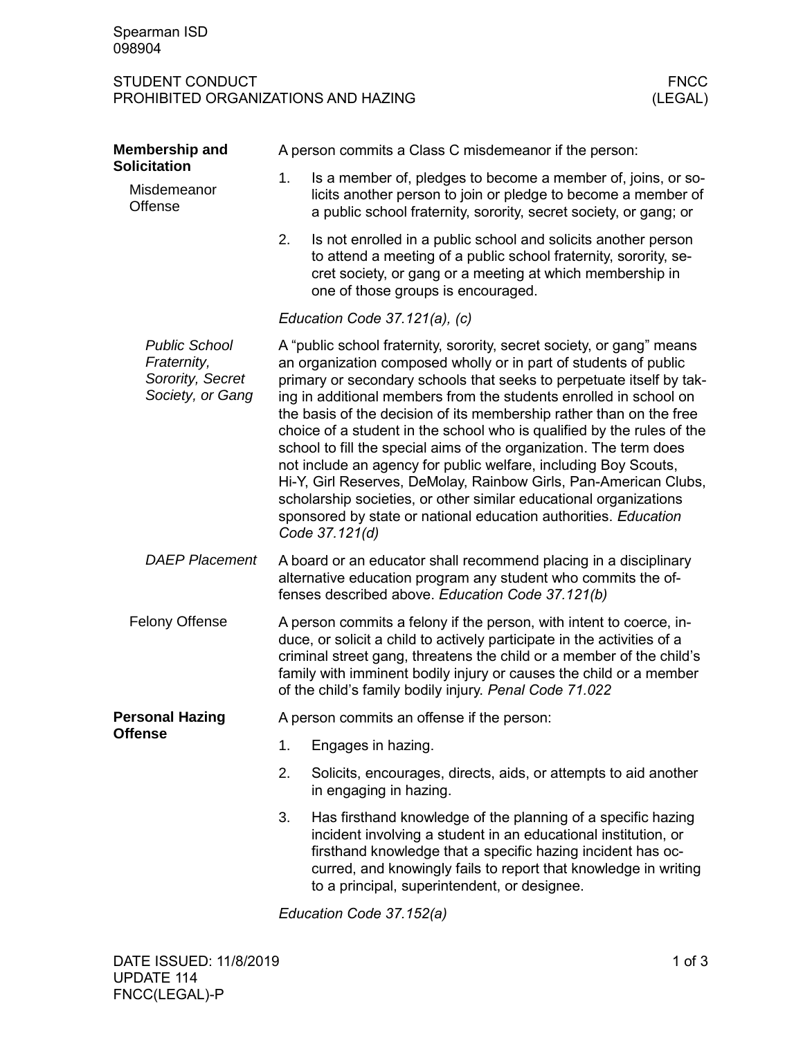Spearman ISD
098904

STUDENT CONDUCT
PROHIBITED ORGANIZATIONS AND HAZING

FNCC
(LEGAL)

## Membership and Solicitation

### Misdemeanor Offense

A person commits a Class C misdemeanor if the person:

1. Is a member of, pledges to become a member of, joins, or solicits another person to join or pledge to become a member of a public school fraternity, sorority, secret society, or gang; or
2. Is not enrolled in a public school and solicits another person to attend a meeting of a public school fraternity, sorority, secret society, or gang or a meeting at which membership in one of those groups is encouraged.

*Education Code 37.121(a), (c)*

#### *Public School Fraternity, Sorority, Secret Society, or Gang*

A "public school fraternity, sorority, secret society, or gang" means an organization composed wholly or in part of students of public primary or secondary schools that seeks to perpetuate itself by taking in additional members from the students enrolled in school on the basis of the decision of its membership rather than on the free choice of a student in the school who is qualified by the rules of the school to fill the special aims of the organization. The term does not include an agency for public welfare, including Boy Scouts, Hi-Y, Girl Reserves, DeMolay, Rainbow Girls, Pan-American Clubs, scholarship societies, or other similar educational organizations sponsored by state or national education authorities. *Education Code 37.121(d)*

#### *DAEP Placement*

A board or an educator shall recommend placing in a disciplinary alternative education program any student who commits the offenses described above. *Education Code 37.121(b)*

### Felony Offense

A person commits a felony if the person, with intent to coerce, induce, or solicit a child to actively participate in the activities of a criminal street gang, threatens the child or a member of the child's family with imminent bodily injury or causes the child or a member of the child's family bodily injury. *Penal Code 71.022*

## Personal Hazing Offense

A person commits an offense if the person:

1. Engages in hazing.
2. Solicits, encourages, directs, aids, or attempts to aid another in engaging in hazing.
3. Has firsthand knowledge of the planning of a specific hazing incident involving a student in an educational institution, or firsthand knowledge that a specific hazing incident has occurred, and knowingly fails to report that knowledge in writing to a principal, superintendent, or designee.

*Education Code 37.152(a)*

DATE ISSUED: 11/8/2019
UPDATE 114
FNCC(LEGAL)-P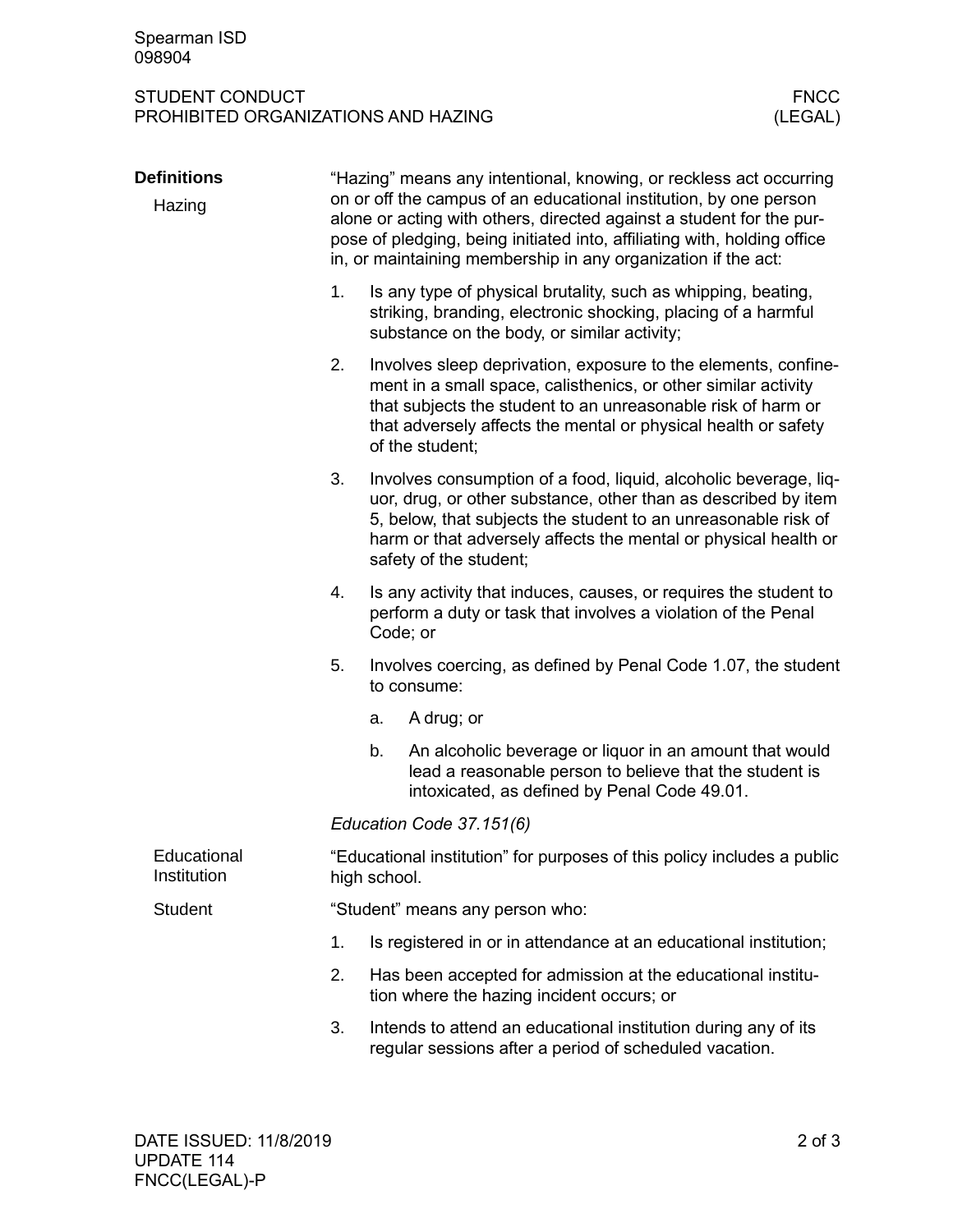## Definitions

### Hazing

"Hazing" means any intentional, knowing, or reckless act occurring on or off the campus of an educational institution, by one person alone or acting with others, directed against a student for the purpose of pledging, being initiated into, affiliating with, holding office in, or maintaining membership in any organization if the act:

1. Is any type of physical brutality, such as whipping, beating, striking, branding, electronic shocking, placing of a harmful substance on the body, or similar activity;
2. Involves sleep deprivation, exposure to the elements, confinement in a small space, calisthenics, or other similar activity that subjects the student to an unreasonable risk of harm or that adversely affects the mental or physical health or safety of the student;
3. Involves consumption of a food, liquid, alcoholic beverage, liquor, drug, or other substance, other than as described by item 5, below, that subjects the student to an unreasonable risk of harm or that adversely affects the mental or physical health or safety of the student;
4. Is any activity that induces, causes, or requires the student to perform a duty or task that involves a violation of the Penal Code; or
5. Involves coercing, as defined by Penal Code 1.07, the student to consume:
    a. A drug; or
    b. An alcoholic beverage or liquor in an amount that would lead a reasonable person to believe that the student is intoxicated, as defined by Penal Code 49.01.

*Education Code 37.151(6)*

### Educational Institution

"Educational institution" for purposes of this policy includes a public high school.

### Student

"Student" means any person who:

1. Is registered in or in attendance at an educational institution;
2. Has been accepted for admission at the educational institution where the hazing incident occurs; or
3. Intends to attend an educational institution during any of its regular sessions after a period of scheduled vacation.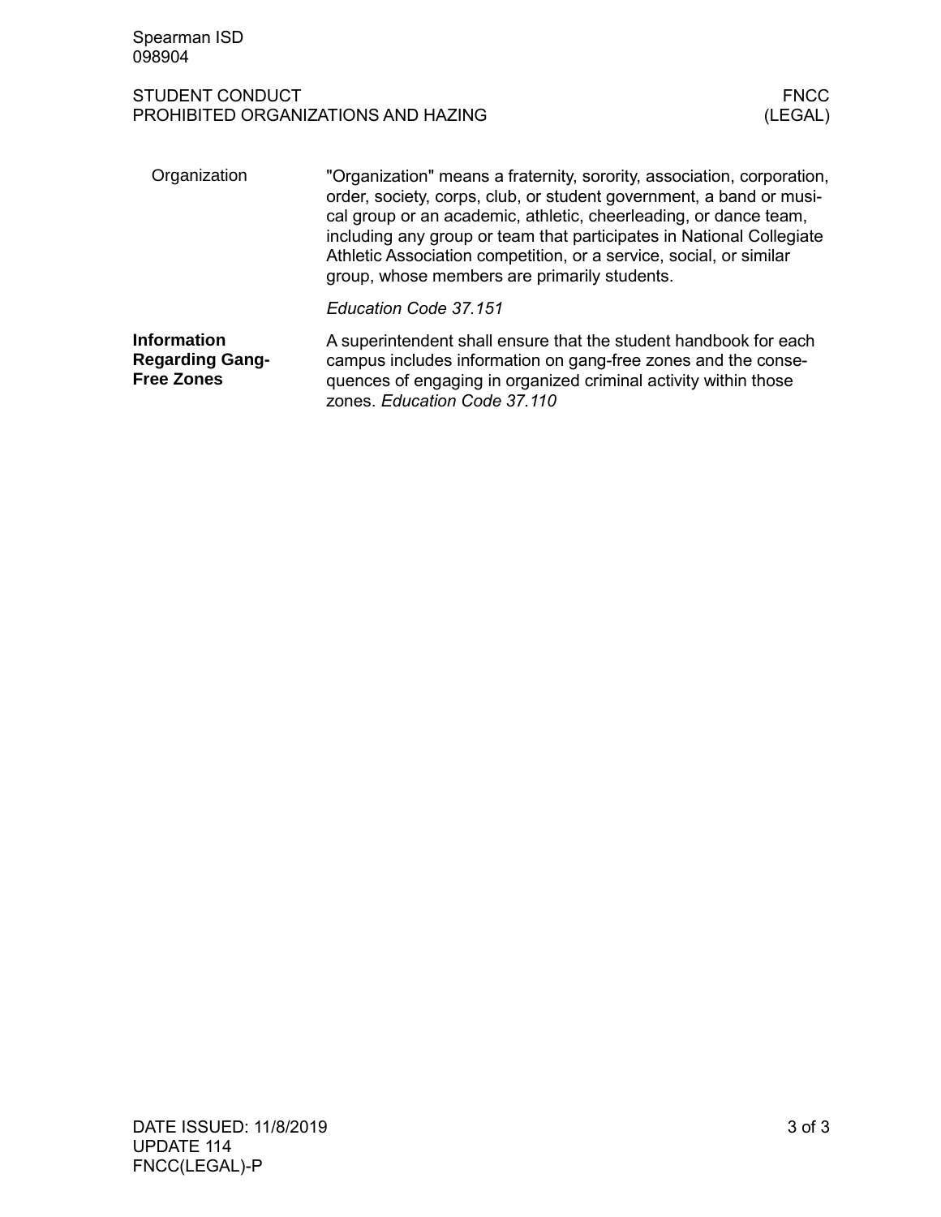Organization

"Organization" means a fraternity, sorority, association, corporation, order, society, corps, club, or student government, a band or musical group or an academic, athletic, cheerleading, or dance team, including any group or team that participates in National Collegiate Athletic Association competition, or a service, social, or similar group, whose members are primarily students.

*Education Code 37.151*

**Information Regarding Gang-Free Zones**

A superintendent shall ensure that the student handbook for each campus includes information on gang-free zones and the consequences of engaging in organized criminal activity within those zones. *Education Code 37.110*